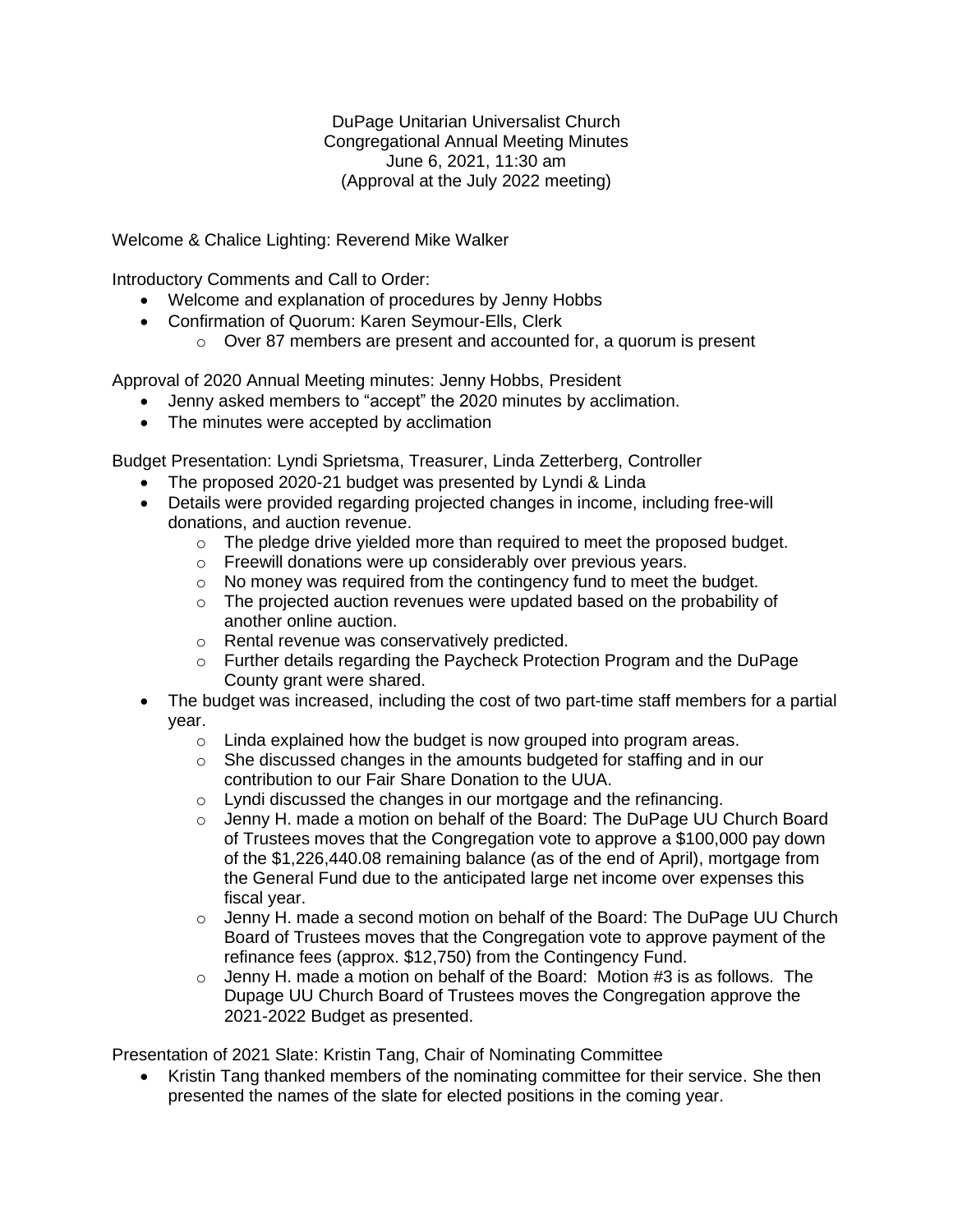DupPage Unitarian Universalist Church

Congregational Annual Meeting Minutes

June 6, 2021, 11:30 am

(Approval at the July 2022 meeting)

Welcome & Chalice Lighting: Reverend Mike Walker

Introductory Comments and Call to Order:

- Welcome and explanation of procedures by Jenny Hobbs
- Confirmation of Quorum: Karen Seymour-Ells, Clerk
  - Over 87 members are present and accounted for, a quorum is present

Approval of 2020 Annual Meeting minutes: Jenny Hobbs, President

- Jenny asked members to "accept" the 2020 minutes by acclimation.
- The minutes were accepted by acclimation

Budget Presentation: Lyndi Sprietsma, Treasurer, Linda Zetterberg, Controller

- The proposed 2020-21 budget was presented by Lyndi & Linda
- Details were provided regarding projected changes in income, including free-will donations, and auction revenue.
  - The pledge drive yielded more than required to meet the proposed budget.
  - Freewill donations were up considerably over previous years.
  - No money was required from the contingency fund to meet the budget.
  - The projected auction revenues were updated based on the probability of another online auction.
  - Rental revenue was conservatively predicted.
  - Further details regarding the Paycheck Protection Program and the DuPage County grant were shared.
- The budget was increased, including the cost of two part-time staff members for a partial year.
  - Linda explained how the budget is now grouped into program areas.
  - She discussed changes in the amounts budgeted for staffing and in our contribution to our Fair Share Donation to the UUA.
  - Lyndi discussed the changes in our mortgage and the refinancing.
  - Jenny H. made a motion on behalf of the Board: The DuPage UU Church Board of Trustees moves that the Congregation vote to approve a $100,000 pay down of the $1,226,440.08 remaining balance (as of the end of April), mortgage from the General Fund due to the anticipated large net income over expenses this fiscal year.
  - Jenny H. made a second motion on behalf of the Board: The DuPage UU Church Board of Trustees moves that the Congregation vote to approve payment of the refinance fees (approx. $12,750) from the Contingency Fund.
  - Jenny H. made a motion on behalf of the Board: Motion #3 is as follows. The Dupage UU Church Board of Trustees moves the Congregation approve the 2021-2022 Budget as presented.

Presentation of 2021 Slate: Kristin Tang, Chair of Nominating Committee

- Kristin Tang thanked members of the nominating committee for their service. She then presented the names of the slate for elected positions in the coming year.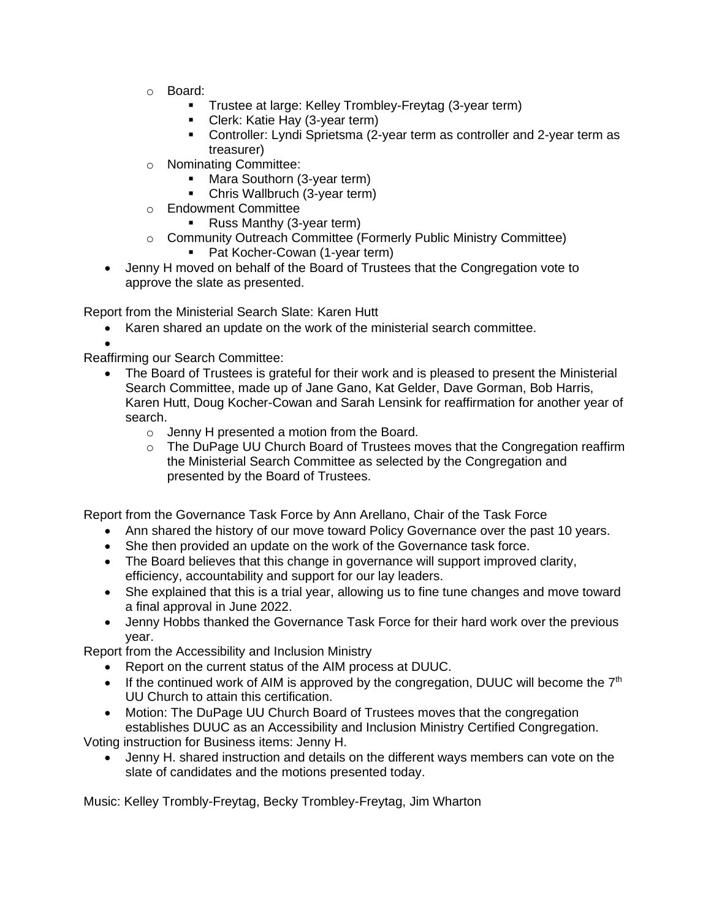- Board:
  - Trustee at large: Kelley Trombley-Freytag (3-year term)
  - Clerk: Katie Hay (3-year term)
  - Controller: Lyndi Sprietsma (2-year term as controller and 2-year term as treasurer)
- Nominating Committee:
  - Mara Southorn (3-year term)
  - Chris Wallbruch (3-year term)
- Endowment Committee
  - Russ Manthy (3-year term)
- Community Outreach Committee (Formerly Public Ministry Committee)
  - Pat Kocher-Cowan (1-year term)

- Jenny H moved on behalf of the Board of Trustees that the Congregation vote to approve the slate as presented.

Report from the Ministerial Search Slate: Karen Hutt

- Karen shared an update on the work of the ministerial search committee.
-

Reaffirming our Search Committee:

- The Board of Trustees is grateful for their work and is pleased to present the Ministerial Search Committee, made up of Jane Gano, Kat Gelder, Dave Gorman, Bob Harris, Karen Hutt, Doug Kocher-Cowan and Sarah Lensink for reaffirmation for another year of search.
  - Jenny H presented a motion from the Board.
  - The DuPage UU Church Board of Trustees moves that the Congregation reaffirm the Ministerial Search Committee as selected by the Congregation and presented by the Board of Trustees.

Report from the Governance Task Force by Ann Arellano, Chair of the Task Force

- Ann shared the history of our move toward Policy Governance over the past 10 years.
- She then provided an update on the work of the Governance task force.
- The Board believes that this change in governance will support improved clarity, efficiency, accountability and support for our lay leaders.
- She explained that this is a trial year, allowing us to fine tune changes and move toward a final approval in June 2022.
- Jenny Hobbs thanked the Governance Task Force for their hard work over the previous year.

Report from the Accessibility and Inclusion Ministry

- Report on the current status of the AIM process at DUUC.
- If the continued work of AIM is approved by the congregation, DUUC will become the 7th UU Church to attain this certification.
- Motion: The DuPage UU Church Board of Trustees moves that the congregation establishes DUUC as an Accessibility and Inclusion Ministry Certified Congregation.

Voting instruction for Business items: Jenny H.

- Jenny H. shared instruction and details on the different ways members can vote on the slate of candidates and the motions presented today.

Music: Kelley Trombly-Freytag, Becky Trombley-Freytag, Jim Wharton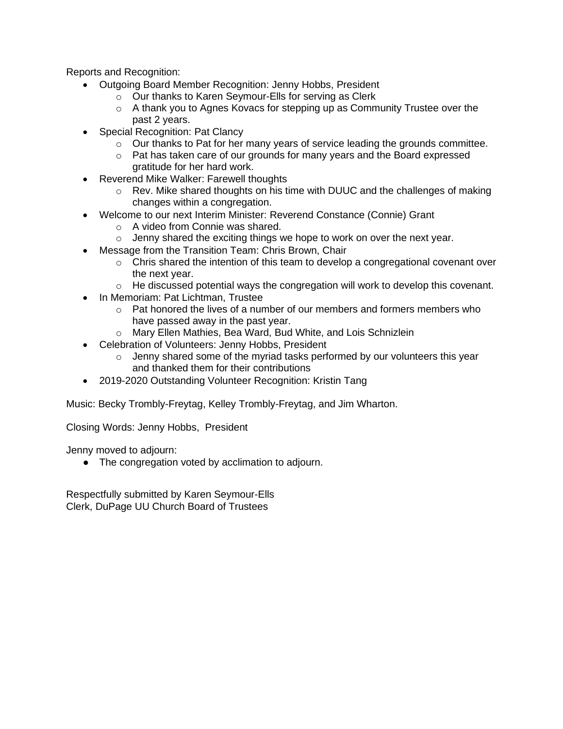Reports and Recognition:

- Outgoing Board Member Recognition: Jenny Hobbs, President
  - Our thanks to Karen Seymour-Ells for serving as Clerk
  - A thank you to Agnes Kovacs for stepping up as Community Trustee over the past 2 years.
- Special Recognition: Pat Clancy
  - Our thanks to Pat for her many years of service leading the grounds committee.
  - Pat has taken care of our grounds for many years and the Board expressed gratitude for her hard work.
- Reverend Mike Walker: Farewell thoughts
  - Rev. Mike shared thoughts on his time with DUUC and the challenges of making changes within a congregation.
- Welcome to our next Interim Minister: Reverend Constance (Connie) Grant
  - A video from Connie was shared.
  - Jenny shared the exciting things we hope to work on over the next year.
- Message from the Transition Team: Chris Brown, Chair
  - Chris shared the intention of this team to develop a congregational covenant over the next year.
  - He discussed potential ways the congregation will work to develop this covenant.
- In Memoriam: Pat Lichtman, Trustee
  - Pat honored the lives of a number of our members and formers members who have passed away in the past year.
  - Mary Ellen Mathies, Bea Ward, Bud White, and Lois Schnizlein
- Celebration of Volunteers: Jenny Hobbs, President
  - Jenny shared some of the myriad tasks performed by our volunteers this year and thanked them for their contributions
- 2019-2020 Outstanding Volunteer Recognition: Kristin Tang

Music: Becky Trombly-Freytag, Kelley Trombly-Freytag, and Jim Wharton.

Closing Words: Jenny Hobbs, President

Jenny moved to adjourn:

- The congregation voted by acclimation to adjourn.

Respectfully submitted by Karen Seymour-Ells
Clerk, DuPage UU Church Board of Trustees